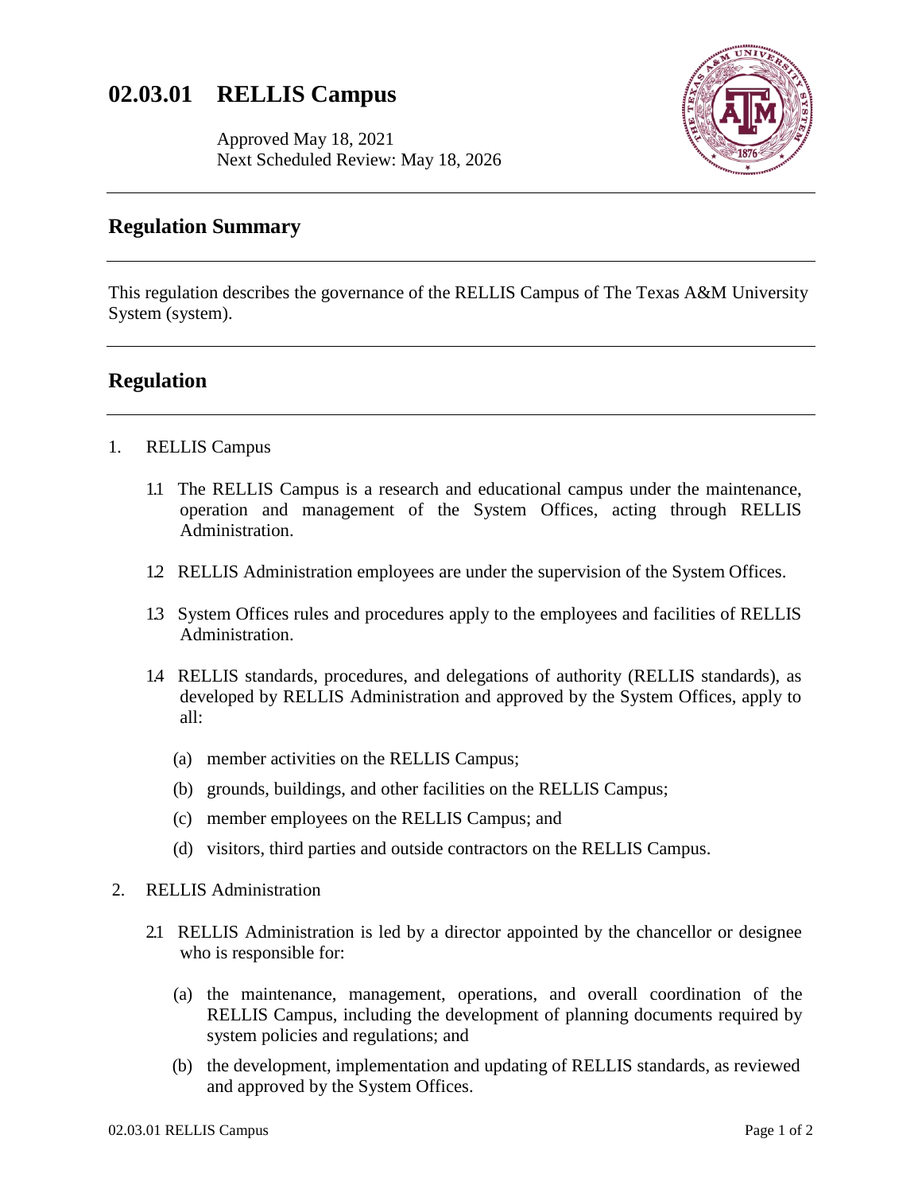# 02.03.01 RELLIS Campus

Approved May 18, 2021
Next Scheduled Review: May 18, 2026

## Regulation Summary

This regulation describes the governance of the RELLIS Campus of The Texas A&M University System (system).

## Regulation

1. RELLIS Campus

   1.1 The RELLIS Campus is a research and educational campus under the maintenance, operation and management of the System Offices, acting through RELLIS Administration.

   1.2 RELLIS Administration employees are under the supervision of the System Offices.

   1.3 System Offices rules and procedures apply to the employees and facilities of RELLIS Administration.

   1.4 RELLIS standards, procedures, and delegations of authority (RELLIS standards), as developed by RELLIS Administration and approved by the System Offices, apply to all:

   (a) member activities on the RELLIS Campus;

   (b) grounds, buildings, and other facilities on the RELLIS Campus;

   (c) member employees on the RELLIS Campus; and

   (d) visitors, third parties and outside contractors on the RELLIS Campus.

2. RELLIS Administration

   2.1 RELLIS Administration is led by a director appointed by the chancellor or designee who is responsible for:

   (a) the maintenance, management, operations, and overall coordination of the RELLIS Campus, including the development of planning documents required by system policies and regulations; and

   (b) the development, implementation and updating of RELLIS standards, as reviewed and approved by the System Offices.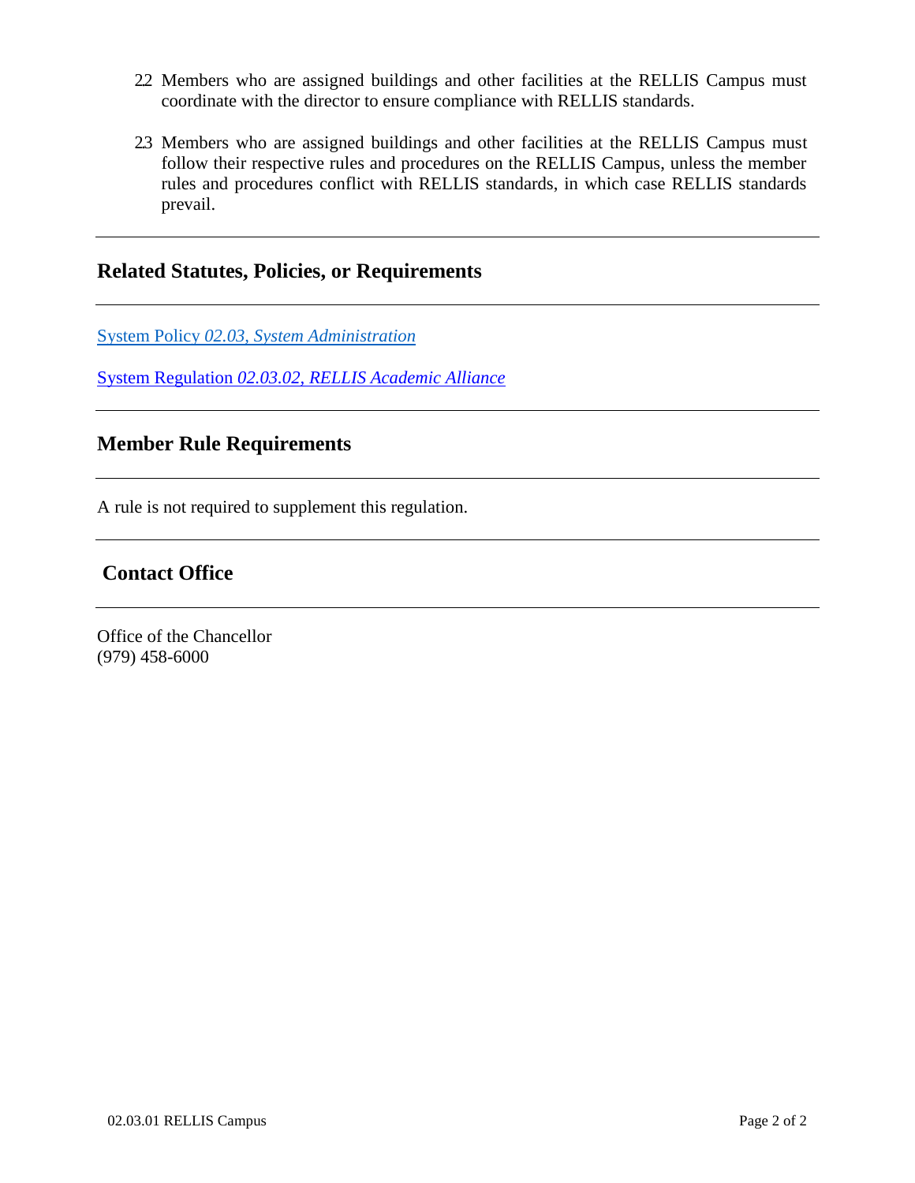2.2 Members who are assigned buildings and other facilities at the RELLIS Campus must coordinate with the director to ensure compliance with RELLIS standards.

2.3 Members who are assigned buildings and other facilities at the RELLIS Campus must follow their respective rules and procedures on the RELLIS Campus, unless the member rules and procedures conflict with RELLIS standards, in which case RELLIS standards prevail.

## Related Statutes, Policies, or Requirements

System Policy *02.03, System Administration*

System Regulation *02.03.02, RELLIS Academic Alliance*

## Member Rule Requirements

A rule is not required to supplement this regulation.

## Contact Office

Office of the Chancellor
(979) 458-6000